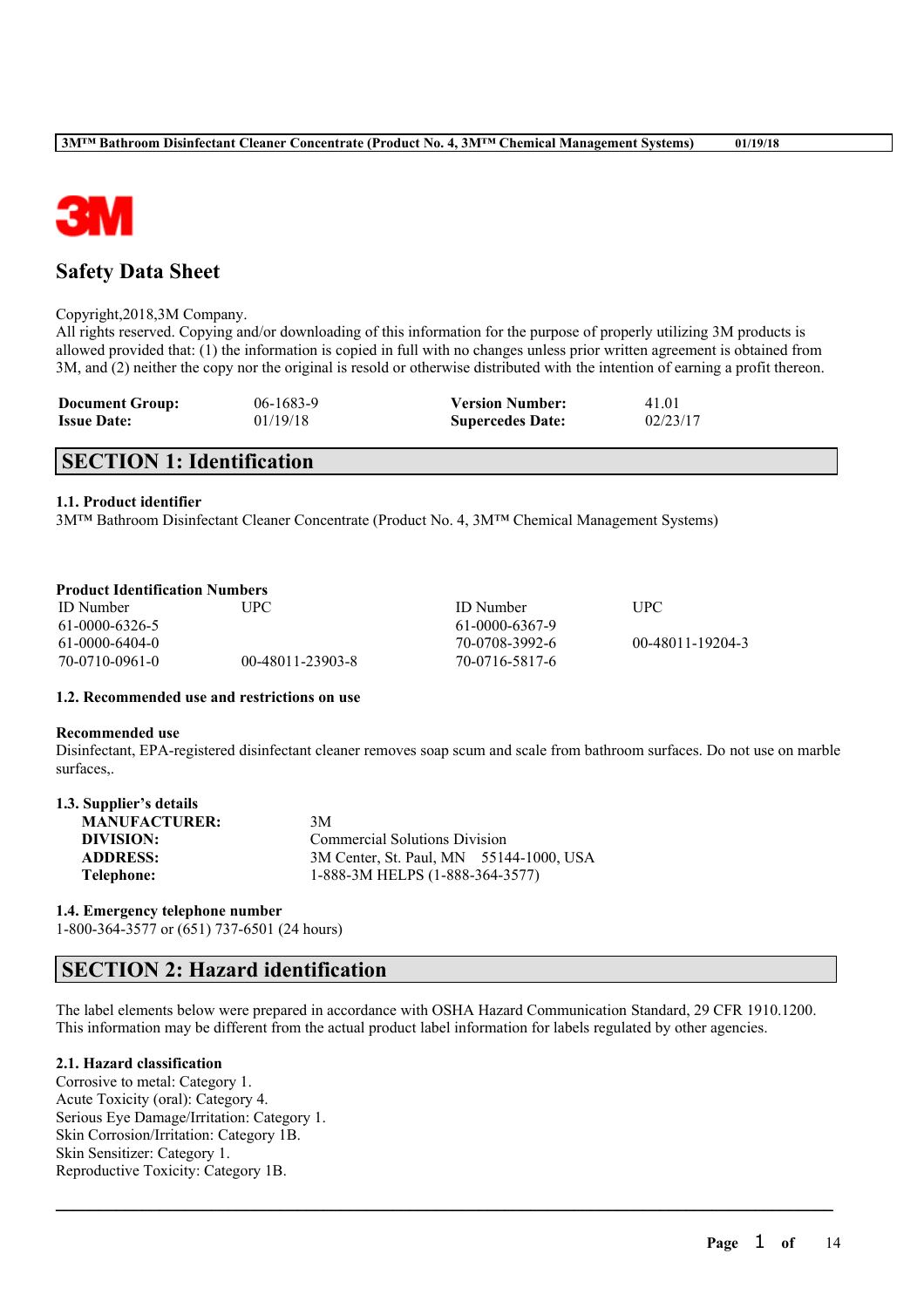# Safety Data Sheet

Copyright,2018,3M Company.
All rights reserved. Copying and/or downloading of this information for the purpose of properly utilizing 3M products is allowed provided that: (1) the information is copied in full with no changes unless prior written agreement is obtained from 3M, and (2) neither the copy nor the original is resold or otherwise distributed with the intention of earning a profit thereon.

| **Document Group:** | 06-1683-9 | **Version Number:** | 41.01 |
|---|---|---|---|
| **Issue Date:** | 01/19/18 | **Supercedes Date:** | 02/23/17 |

## SECTION 1: Identification

### 1.1. Product identifier

3M™ Bathroom Disinfectant Cleaner Concentrate (Product No. 4, 3M™ Chemical Management Systems)

**Product Identification Numbers**

| ID Number | UPC | ID Number | UPC |
|---|---|---|---|
| 61-0000-6326-5 | | 61-0000-6367-9 | |
| 61-0000-6404-0 | | 70-0708-3992-6 | 00-48011-19204-3 |
| 70-0710-0961-0 | 00-48011-23903-8 | 70-0716-5817-6 | |

### 1.2. Recommended use and restrictions on use

**Recommended use**

Disinfectant, EPA-registered disinfectant cleaner removes soap scum and scale from bathroom surfaces. Do not use on marble surfaces,.

### 1.3. Supplier's details

| | |
|---|---|
| **MANUFACTURER:** | 3M |
| **DIVISION:** | Commercial Solutions Division |
| **ADDRESS:** | 3M Center, St. Paul, MN 55144-1000, USA |
| **Telephone:** | 1-888-3M HELPS (1-888-364-3577) |

### 1.4. Emergency telephone number

1-800-364-3577 or (651) 737-6501 (24 hours)

## SECTION 2: Hazard identification

The label elements below were prepared in accordance with OSHA Hazard Communication Standard, 29 CFR 1910.1200. This information may be different from the actual product label information for labels regulated by other agencies.

### 2.1. Hazard classification

Corrosive to metal: Category 1.
Acute Toxicity (oral): Category 4.
Serious Eye Damage/Irritation: Category 1.
Skin Corrosion/Irritation: Category 1B.
Skin Sensitizer: Category 1.
Reproductive Toxicity: Category 1B.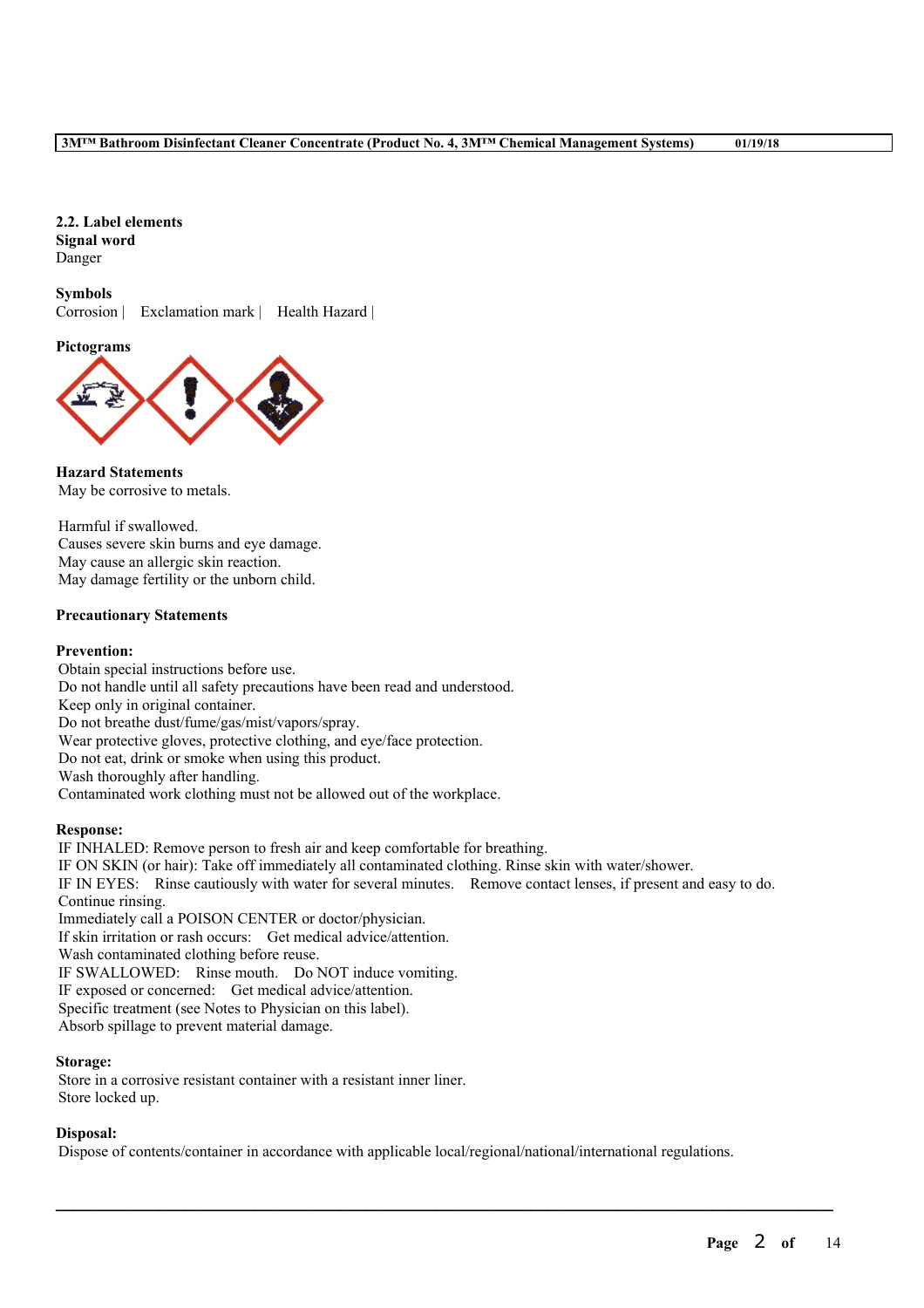### 2.2. Label elements

**Signal word**

Danger

**Symbols**

Corrosion | Exclamation mark | Health Hazard |

**Pictograms**

**Hazard Statements**

May be corrosive to metals.

Harmful if swallowed.
Causes severe skin burns and eye damage.
May cause an allergic skin reaction.
May damage fertility or the unborn child.

**Precautionary Statements**

**Prevention:**

Obtain special instructions before use.
Do not handle until all safety precautions have been read and understood.
Keep only in original container.
Do not breathe dust/fume/gas/mist/vapors/spray.
Wear protective gloves, protective clothing, and eye/face protection.
Do not eat, drink or smoke when using this product.
Wash thoroughly after handling.
Contaminated work clothing must not be allowed out of the workplace.

**Response:**

IF INHALED: Remove person to fresh air and keep comfortable for breathing.
IF ON SKIN (or hair): Take off immediately all contaminated clothing. Rinse skin with water/shower.
IF IN EYES: Rinse cautiously with water for several minutes. Remove contact lenses, if present and easy to do. Continue rinsing.
Immediately call a POISON CENTER or doctor/physician.
If skin irritation or rash occurs: Get medical advice/attention.
Wash contaminated clothing before reuse.
IF SWALLOWED: Rinse mouth. Do NOT induce vomiting.
IF exposed or concerned: Get medical advice/attention.
Specific treatment (see Notes to Physician on this label).
Absorb spillage to prevent material damage.

**Storage:**

Store in a corrosive resistant container with a resistant inner liner.
Store locked up.

**Disposal:**

Dispose of contents/container in accordance with applicable local/regional/national/international regulations.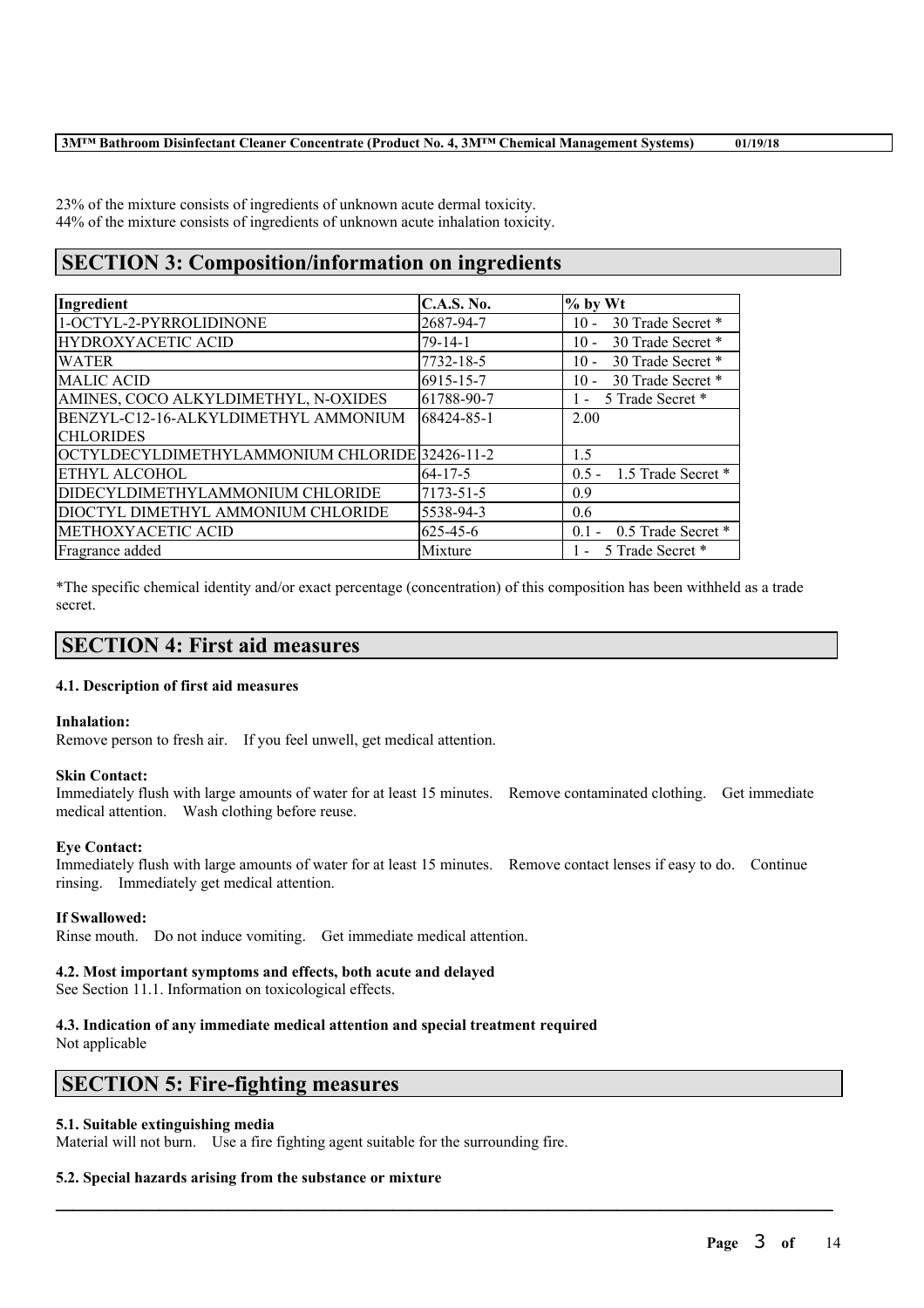23% of the mixture consists of ingredients of unknown acute dermal toxicity.
44% of the mixture consists of ingredients of unknown acute inhalation toxicity.

## SECTION 3: Composition/information on ingredients

| Ingredient | C.A.S. No. | % by Wt |
|---|---|---|
| 1-OCTYL-2-PYRROLIDINONE | 2687-94-7 | 10 - 30 Trade Secret * |
| HYDROXYACETIC ACID | 79-14-1 | 10 - 30 Trade Secret * |
| WATER | 7732-18-5 | 10 - 30 Trade Secret * |
| MALIC ACID | 6915-15-7 | 10 - 30 Trade Secret * |
| AMINES, COCO ALKYLDIMETHYL, N-OXIDES | 61788-90-7 | 1 - 5 Trade Secret * |
| BENZYL-C12-16-ALKYLDIMETHYL AMMONIUM CHLORIDES | 68424-85-1 | 2.00 |
| OCTYLDECYLDIMETHYLAMMONIUM CHLORIDE | 32426-11-2 | 1.5 |
| ETHYL ALCOHOL | 64-17-5 | 0.5 - 1.5 Trade Secret * |
| DIDECYLDIMETHYLAMMONIUM CHLORIDE | 7173-51-5 | 0.9 |
| DIOCTYL DIMETHYL AMMONIUM CHLORIDE | 5538-94-3 | 0.6 |
| METHOXYACETIC ACID | 625-45-6 | 0.1 - 0.5 Trade Secret * |
| Fragrance added | Mixture | 1 - 5 Trade Secret * |

*The specific chemical identity and/or exact percentage (concentration) of this composition has been withheld as a trade secret.

## SECTION 4: First aid measures

### 4.1. Description of first aid measures

**Inhalation:**
Remove person to fresh air. If you feel unwell, get medical attention.

**Skin Contact:**
Immediately flush with large amounts of water for at least 15 minutes. Remove contaminated clothing. Get immediate medical attention. Wash clothing before reuse.

**Eye Contact:**
Immediately flush with large amounts of water for at least 15 minutes. Remove contact lenses if easy to do. Continue rinsing. Immediately get medical attention.

**If Swallowed:**
Rinse mouth. Do not induce vomiting. Get immediate medical attention.

### 4.2. Most important symptoms and effects, both acute and delayed
See Section 11.1. Information on toxicological effects.

### 4.3. Indication of any immediate medical attention and special treatment required
Not applicable

## SECTION 5: Fire-fighting measures

### 5.1. Suitable extinguishing media
Material will not burn. Use a fire fighting agent suitable for the surrounding fire.

### 5.2. Special hazards arising from the substance or mixture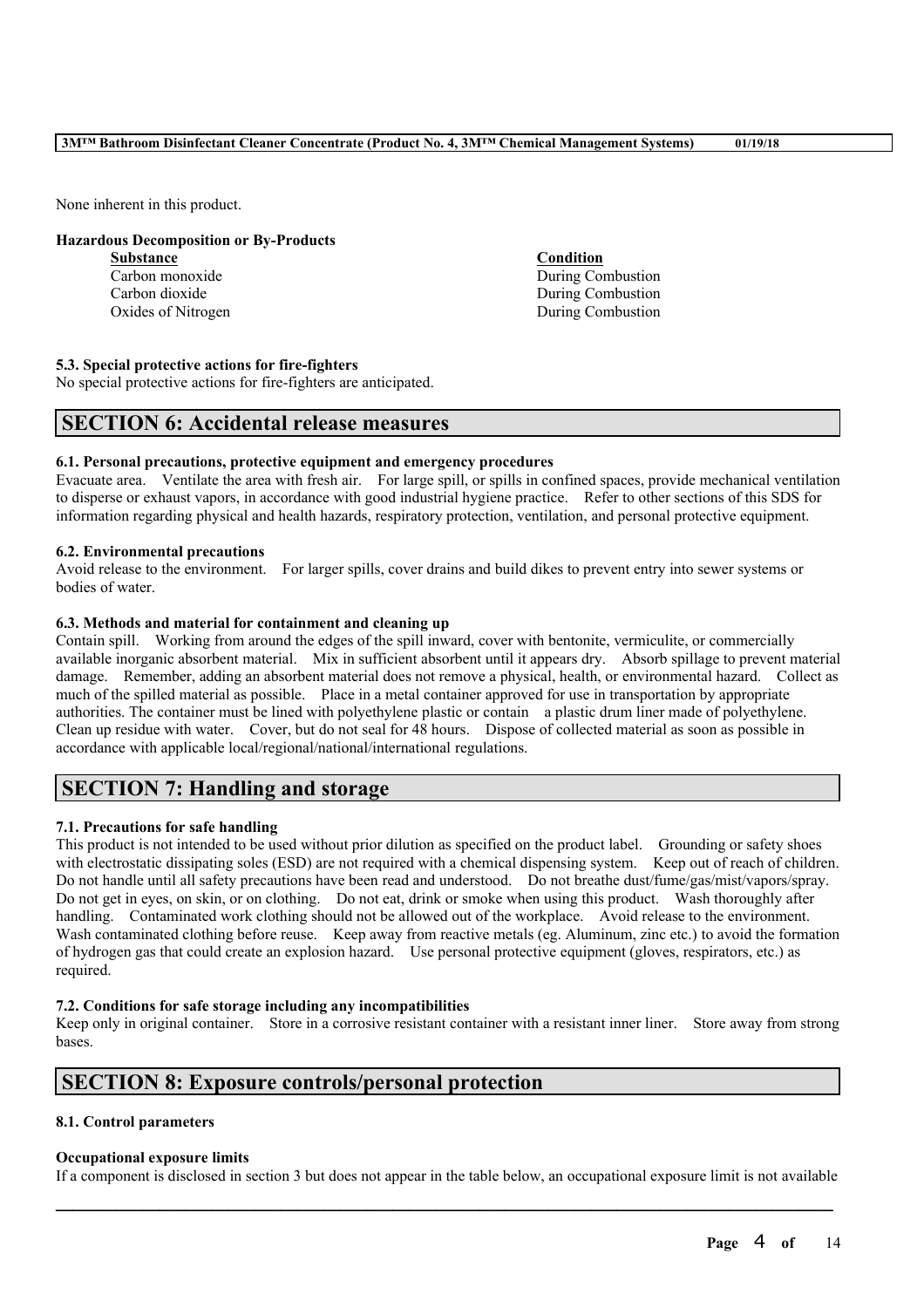None inherent in this product.

**Hazardous Decomposition or By-Products**

| Substance | Condition |
|---|---|
| Carbon monoxide | During Combustion |
| Carbon dioxide | During Combustion |
| Oxides of Nitrogen | During Combustion |

**5.3. Special protective actions for fire-fighters**

No special protective actions for fire-fighters are anticipated.

## SECTION 6: Accidental release measures

**6.1. Personal precautions, protective equipment and emergency procedures**

Evacuate area. Ventilate the area with fresh air. For large spill, or spills in confined spaces, provide mechanical ventilation to disperse or exhaust vapors, in accordance with good industrial hygiene practice. Refer to other sections of this SDS for information regarding physical and health hazards, respiratory protection, ventilation, and personal protective equipment.

**6.2. Environmental precautions**

Avoid release to the environment. For larger spills, cover drains and build dikes to prevent entry into sewer systems or bodies of water.

**6.3. Methods and material for containment and cleaning up**

Contain spill. Working from around the edges of the spill inward, cover with bentonite, vermiculite, or commercially available inorganic absorbent material. Mix in sufficient absorbent until it appears dry. Absorb spillage to prevent material damage. Remember, adding an absorbent material does not remove a physical, health, or environmental hazard. Collect as much of the spilled material as possible. Place in a metal container approved for use in transportation by appropriate authorities. The container must be lined with polyethylene plastic or contain a plastic drum liner made of polyethylene. Clean up residue with water. Cover, but do not seal for 48 hours. Dispose of collected material as soon as possible in accordance with applicable local/regional/national/international regulations.

## SECTION 7: Handling and storage

**7.1. Precautions for safe handling**

This product is not intended to be used without prior dilution as specified on the product label. Grounding or safety shoes with electrostatic dissipating soles (ESD) are not required with a chemical dispensing system. Keep out of reach of children. Do not handle until all safety precautions have been read and understood. Do not breathe dust/fume/gas/mist/vapors/spray. Do not get in eyes, on skin, or on clothing. Do not eat, drink or smoke when using this product. Wash thoroughly after handling. Contaminated work clothing should not be allowed out of the workplace. Avoid release to the environment. Wash contaminated clothing before reuse. Keep away from reactive metals (eg. Aluminum, zinc etc.) to avoid the formation of hydrogen gas that could create an explosion hazard. Use personal protective equipment (gloves, respirators, etc.) as required.

**7.2. Conditions for safe storage including any incompatibilities**

Keep only in original container. Store in a corrosive resistant container with a resistant inner liner. Store away from strong bases.

## SECTION 8: Exposure controls/personal protection

**8.1. Control parameters**

**Occupational exposure limits**

If a component is disclosed in section 3 but does not appear in the table below, an occupational exposure limit is not available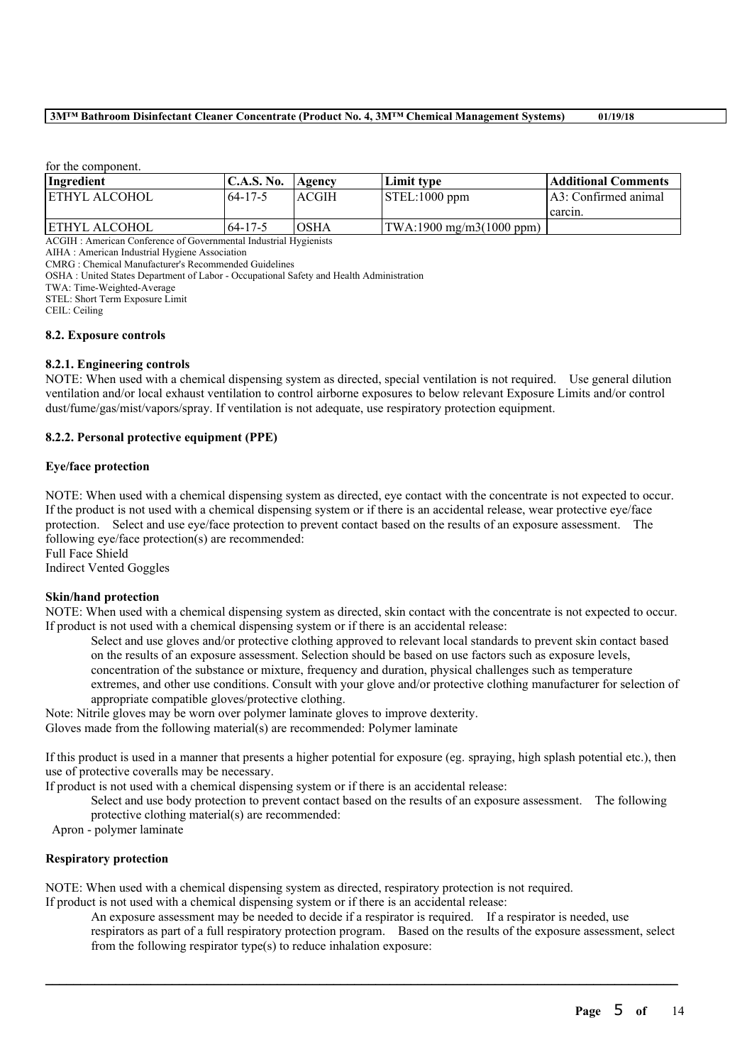for the component.

| Ingredient | C.A.S. No. | Agency | Limit type | Additional Comments |
| --- | --- | --- | --- | --- |
| ETHYL ALCOHOL | 64-17-5 | ACGIH | STEL:1000 ppm | A3: Confirmed animal carcin. |
| ETHYL ALCOHOL | 64-17-5 | OSHA | TWA:1900 mg/m3(1000 ppm) | |

ACGIH : American Conference of Governmental Industrial Hygienists
AIHA : American Industrial Hygiene Association
CMRG : Chemical Manufacturer's Recommended Guidelines
OSHA : United States Department of Labor - Occupational Safety and Health Administration
TWA: Time-Weighted-Average
STEL: Short Term Exposure Limit
CEIL: Ceiling

### 8.2. Exposure controls

#### 8.2.1. Engineering controls

NOTE: When used with a chemical dispensing system as directed, special ventilation is not required. Use general dilution ventilation and/or local exhaust ventilation to control airborne exposures to below relevant Exposure Limits and/or control dust/fume/gas/mist/vapors/spray. If ventilation is not adequate, use respiratory protection equipment.

#### 8.2.2. Personal protective equipment (PPE)

**Eye/face protection**

NOTE: When used with a chemical dispensing system as directed, eye contact with the concentrate is not expected to occur. If the product is not used with a chemical dispensing system or if there is an accidental release, wear protective eye/face protection. Select and use eye/face protection to prevent contact based on the results of an exposure assessment. The following eye/face protection(s) are recommended:
Full Face Shield
Indirect Vented Goggles

**Skin/hand protection**

NOTE: When used with a chemical dispensing system as directed, skin contact with the concentrate is not expected to occur. If product is not used with a chemical dispensing system or if there is an accidental release:

Select and use gloves and/or protective clothing approved to relevant local standards to prevent skin contact based on the results of an exposure assessment. Selection should be based on use factors such as exposure levels, concentration of the substance or mixture, frequency and duration, physical challenges such as temperature extremes, and other use conditions. Consult with your glove and/or protective clothing manufacturer for selection of appropriate compatible gloves/protective clothing.

Note: Nitrile gloves may be worn over polymer laminate gloves to improve dexterity.
Gloves made from the following material(s) are recommended: Polymer laminate

If this product is used in a manner that presents a higher potential for exposure (eg. spraying, high splash potential etc.), then use of protective coveralls may be necessary.
If product is not used with a chemical dispensing system or if there is an accidental release:

Select and use body protection to prevent contact based on the results of an exposure assessment. The following protective clothing material(s) are recommended:

Apron - polymer laminate

**Respiratory protection**

NOTE: When used with a chemical dispensing system as directed, respiratory protection is not required.
If product is not used with a chemical dispensing system or if there is an accidental release:

An exposure assessment may be needed to decide if a respirator is required. If a respirator is needed, use respirators as part of a full respiratory protection program. Based on the results of the exposure assessment, select from the following respirator type(s) to reduce inhalation exposure: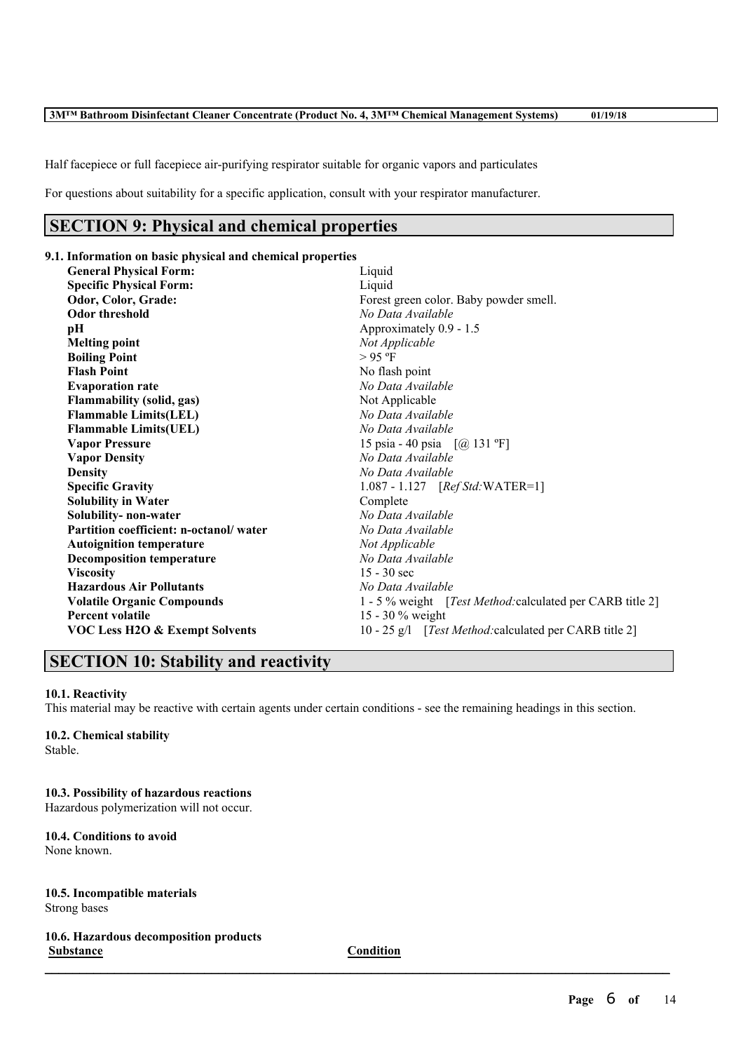Half facepiece or full facepiece air-purifying respirator suitable for organic vapors and particulates

For questions about suitability for a specific application, consult with your respirator manufacturer.

## SECTION 9: Physical and chemical properties

**9.1. Information on basic physical and chemical properties**

| | |
|---|---|
| **General Physical Form:** | Liquid |
| **Specific Physical Form:** | Liquid |
| **Odor, Color, Grade:** | Forest green color. Baby powder smell. |
| **Odor threshold** | *No Data Available* |
| **pH** | Approximately 0.9 - 1.5 |
| **Melting point** | *Not Applicable* |
| **Boiling Point** | > 95 ºF |
| **Flash Point** | No flash point |
| **Evaporation rate** | *No Data Available* |
| **Flammability (solid, gas)** | Not Applicable |
| **Flammable Limits(LEL)** | *No Data Available* |
| **Flammable Limits(UEL)** | *No Data Available* |
| **Vapor Pressure** | 15 psia - 40 psia [@ 131 ºF] |
| **Vapor Density** | *No Data Available* |
| **Density** | *No Data Available* |
| **Specific Gravity** | 1.087 - 1.127 [*Ref Std:*WATER=1] |
| **Solubility in Water** | Complete |
| **Solubility- non-water** | *No Data Available* |
| **Partition coefficient: n-octanol/ water** | *No Data Available* |
| **Autoignition temperature** | *Not Applicable* |
| **Decomposition temperature** | *No Data Available* |
| **Viscosity** | 15 - 30 sec |
| **Hazardous Air Pollutants** | *No Data Available* |
| **Volatile Organic Compounds** | 1 - 5 % weight [*Test Method:*calculated per CARB title 2] |
| **Percent volatile** | 15 - 30 % weight |
| **VOC Less H2O & Exempt Solvents** | 10 - 25 g/l [*Test Method:*calculated per CARB title 2] |

## SECTION 10: Stability and reactivity

**10.1. Reactivity**

This material may be reactive with certain agents under certain conditions - see the remaining headings in this section.

**10.2. Chemical stability**

Stable.

**10.3. Possibility of hazardous reactions**

Hazardous polymerization will not occur.

**10.4. Conditions to avoid**

None known.

**10.5. Incompatible materials**

Strong bases

**10.6. Hazardous decomposition products**

| Substance | Condition |
|---|---|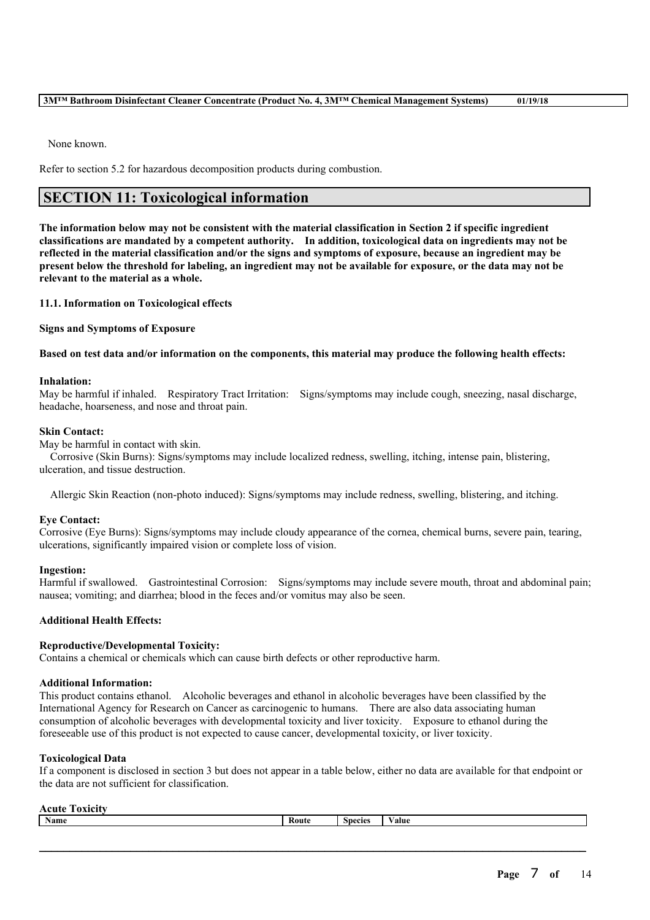None known.

Refer to section 5.2 for hazardous decomposition products during combustion.

## SECTION 11: Toxicological information

**The information below may not be consistent with the material classification in Section 2 if specific ingredient classifications are mandated by a competent authority. In addition, toxicological data on ingredients may not be reflected in the material classification and/or the signs and symptoms of exposure, because an ingredient may be present below the threshold for labeling, an ingredient may not be available for exposure, or the data may not be relevant to the material as a whole.**

### 11.1. Information on Toxicological effects

**Signs and Symptoms of Exposure**

**Based on test data and/or information on the components, this material may produce the following health effects:**

**Inhalation:**
May be harmful if inhaled. Respiratory Tract Irritation: Signs/symptoms may include cough, sneezing, nasal discharge, headache, hoarseness, and nose and throat pain.

**Skin Contact:**
May be harmful in contact with skin.
Corrosive (Skin Burns): Signs/symptoms may include localized redness, swelling, itching, intense pain, blistering, ulceration, and tissue destruction.

Allergic Skin Reaction (non-photo induced): Signs/symptoms may include redness, swelling, blistering, and itching.

**Eye Contact:**
Corrosive (Eye Burns): Signs/symptoms may include cloudy appearance of the cornea, chemical burns, severe pain, tearing, ulcerations, significantly impaired vision or complete loss of vision.

**Ingestion:**
Harmful if swallowed. Gastrointestinal Corrosion: Signs/symptoms may include severe mouth, throat and abdominal pain; nausea; vomiting; and diarrhea; blood in the feces and/or vomitus may also be seen.

**Additional Health Effects:**

**Reproductive/Developmental Toxicity:**
Contains a chemical or chemicals which can cause birth defects or other reproductive harm.

**Additional Information:**
This product contains ethanol. Alcoholic beverages and ethanol in alcoholic beverages have been classified by the International Agency for Research on Cancer as carcinogenic to humans. There are also data associating human consumption of alcoholic beverages with developmental toxicity and liver toxicity. Exposure to ethanol during the foreseeable use of this product is not expected to cause cancer, developmental toxicity, or liver toxicity.

**Toxicological Data**
If a component is disclosed in section 3 but does not appear in a table below, either no data are available for that endpoint or the data are not sufficient for classification.

**Acute Toxicity**

| Name | Route | Species | Value |
|---|---|---|---|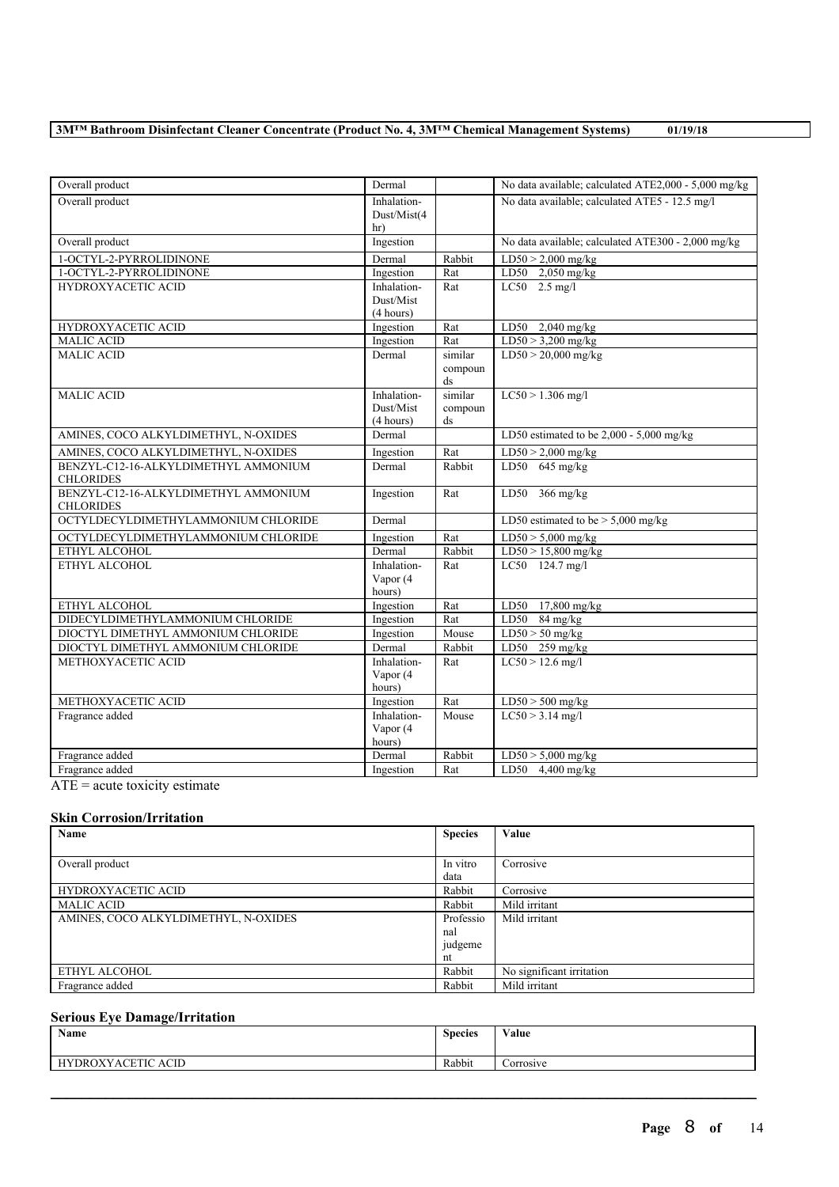| | | | |
|---|---|---|---|
| Overall product | Dermal | | No data available; calculated ATE2,000 - 5,000 mg/kg |
| Overall product | Inhalation-Dust/Mist(4 hr) | | No data available; calculated ATE5 - 12.5 mg/l |
| Overall product | Ingestion | | No data available; calculated ATE300 - 2,000 mg/kg |
| 1-OCTYL-2-PYRROLIDINONE | Dermal | Rabbit | LD50 > 2,000 mg/kg |
| 1-OCTYL-2-PYRROLIDINONE | Ingestion | Rat | LD50 2,050 mg/kg |
| HYDROXYACETIC ACID | Inhalation-Dust/Mist (4 hours) | Rat | LC50 2.5 mg/l |
| HYDROXYACETIC ACID | Ingestion | Rat | LD50 2,040 mg/kg |
| MALIC ACID | Ingestion | Rat | LD50 > 3,200 mg/kg |
| MALIC ACID | Dermal | similar compounds | LD50 > 20,000 mg/kg |
| MALIC ACID | Inhalation-Dust/Mist (4 hours) | similar compounds | LC50 > 1.306 mg/l |
| AMINES, COCO ALKYLDIMETHYL, N-OXIDES | Dermal | | LD50 estimated to be 2,000 - 5,000 mg/kg |
| AMINES, COCO ALKYLDIMETHYL, N-OXIDES | Ingestion | Rat | LD50 > 2,000 mg/kg |
| BENZYL-C12-16-ALKYLDIMETHYL AMMONIUM CHLORIDES | Dermal | Rabbit | LD50 645 mg/kg |
| BENZYL-C12-16-ALKYLDIMETHYL AMMONIUM CHLORIDES | Ingestion | Rat | LD50 366 mg/kg |
| OCTYLDECYLDIMETHYLAMMONIUM CHLORIDE | Dermal | | LD50 estimated to be > 5,000 mg/kg |
| OCTYLDECYLDIMETHYLAMMONIUM CHLORIDE | Ingestion | Rat | LD50 > 5,000 mg/kg |
| ETHYL ALCOHOL | Dermal | Rabbit | LD50 > 15,800 mg/kg |
| ETHYL ALCOHOL | Inhalation-Vapor (4 hours) | Rat | LC50 124.7 mg/l |
| ETHYL ALCOHOL | Ingestion | Rat | LD50 17,800 mg/kg |
| DIDECYLDIMETHYLAMMONIUM CHLORIDE | Ingestion | Rat | LD50 84 mg/kg |
| DIOCTYL DIMETHYL AMMONIUM CHLORIDE | Ingestion | Mouse | LD50 > 50 mg/kg |
| DIOCTYL DIMETHYL AMMONIUM CHLORIDE | Dermal | Rabbit | LD50 259 mg/kg |
| METHOXYACETIC ACID | Inhalation-Vapor (4 hours) | Rat | LC50 > 12.6 mg/l |
| METHOXYACETIC ACID | Ingestion | Rat | LD50 > 500 mg/kg |
| Fragrance added | Inhalation-Vapor (4 hours) | Mouse | LC50 > 3.14 mg/l |
| Fragrance added | Dermal | Rabbit | LD50 > 5,000 mg/kg |
| Fragrance added | Ingestion | Rat | LD50 4,400 mg/kg |

ATE = acute toxicity estimate

**Skin Corrosion/Irritation**

| Name | Species | Value |
|---|---|---|
| Overall product | In vitro data | Corrosive |
| HYDROXYACETIC ACID | Rabbit | Corrosive |
| MALIC ACID | Rabbit | Mild irritant |
| AMINES, COCO ALKYLDIMETHYL, N-OXIDES | Professional judgement | Mild irritant |
| ETHYL ALCOHOL | Rabbit | No significant irritation |
| Fragrance added | Rabbit | Mild irritant |

**Serious Eye Damage/Irritation**

| Name | Species | Value |
|---|---|---|
| HYDROXYACETIC ACID | Rabbit | Corrosive |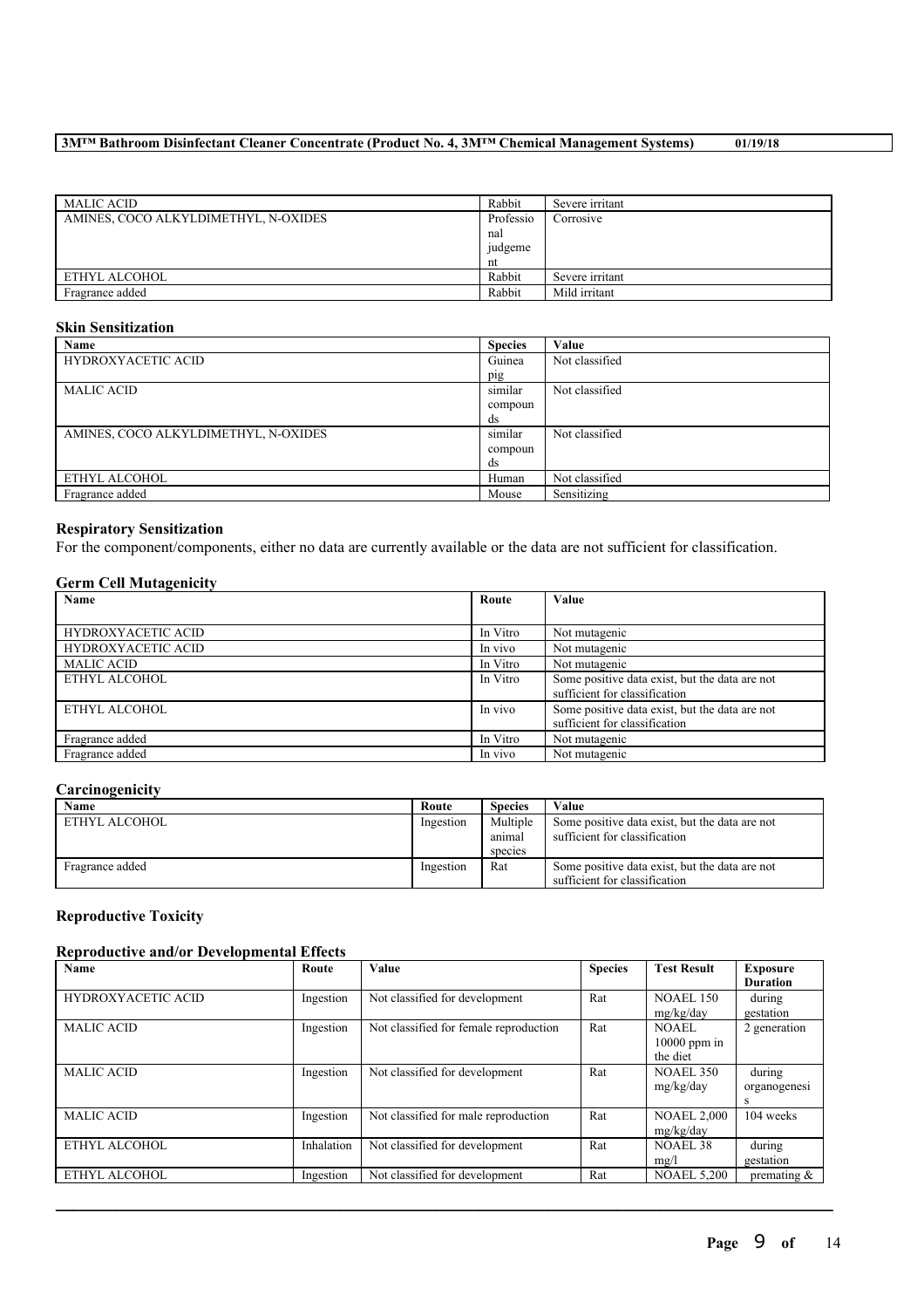| MALIC ACID | Rabbit | Severe irritant |
|---|---|---|
| AMINES, COCO ALKYLDIMETHYL, N-OXIDES | Professional judgement | Corrosive |
| ETHYL ALCOHOL | Rabbit | Severe irritant |
| Fragrance added | Rabbit | Mild irritant |

### Skin Sensitization

| Name | Species | Value |
|---|---|---|
| HYDROXYACETIC ACID | Guinea pig | Not classified |
| MALIC ACID | similar compounds | Not classified |
| AMINES, COCO ALKYLDIMETHYL, N-OXIDES | similar compounds | Not classified |
| ETHYL ALCOHOL | Human | Not classified |
| Fragrance added | Mouse | Sensitizing |

### Respiratory Sensitization

For the component/components, either no data are currently available or the data are not sufficient for classification.

### Germ Cell Mutagenicity

| Name | Route | Value |
|---|---|---|
| HYDROXYACETIC ACID | In Vitro | Not mutagenic |
| HYDROXYACETIC ACID | In vivo | Not mutagenic |
| MALIC ACID | In Vitro | Not mutagenic |
| ETHYL ALCOHOL | In Vitro | Some positive data exist, but the data are not sufficient for classification |
| ETHYL ALCOHOL | In vivo | Some positive data exist, but the data are not sufficient for classification |
| Fragrance added | In Vitro | Not mutagenic |
| Fragrance added | In vivo | Not mutagenic |

### Carcinogenicity

| Name | Route | Species | Value |
|---|---|---|---|
| ETHYL ALCOHOL | Ingestion | Multiple animal species | Some positive data exist, but the data are not sufficient for classification |
| Fragrance added | Ingestion | Rat | Some positive data exist, but the data are not sufficient for classification |

### Reproductive Toxicity

### Reproductive and/or Developmental Effects

| Name | Route | Value | Species | Test Result | Exposure Duration |
|---|---|---|---|---|---|
| HYDROXYACETIC ACID | Ingestion | Not classified for development | Rat | NOAEL 150 mg/kg/day | during gestation |
| MALIC ACID | Ingestion | Not classified for female reproduction | Rat | NOAEL 10000 ppm in the diet | 2 generation |
| MALIC ACID | Ingestion | Not classified for development | Rat | NOAEL 350 mg/kg/day | during organogenesis |
| MALIC ACID | Ingestion | Not classified for male reproduction | Rat | NOAEL 2,000 mg/kg/day | 104 weeks |
| ETHYL ALCOHOL | Inhalation | Not classified for development | Rat | NOAEL 38 mg/l | during gestation |
| ETHYL ALCOHOL | Ingestion | Not classified for development | Rat | NOAEL 5,200 | premating & |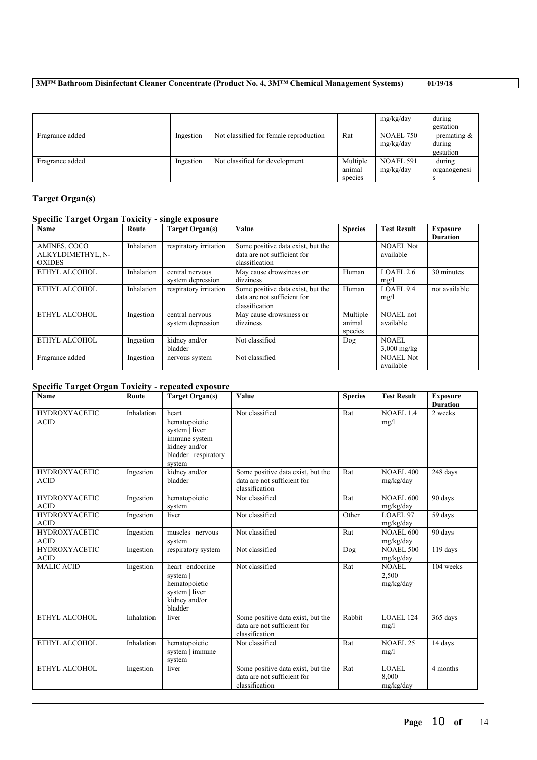| | | | | mg/kg/day | during gestation |
|---|---|---|---|---|---|
| Fragrance added | Ingestion | Not classified for female reproduction | Rat | NOAEL 750 mg/kg/day | premating & during gestation |
| Fragrance added | Ingestion | Not classified for development | Multiple animal species | NOAEL 591 mg/kg/day | during organogenesis |

### Target Organ(s)

#### Specific Target Organ Toxicity - single exposure

| Name | Route | Target Organ(s) | Value | Species | Test Result | Exposure Duration |
|---|---|---|---|---|---|---|
| AMINES, COCO ALKYLDIMETHYL, N-OXIDES | Inhalation | respiratory irritation | Some positive data exist, but the data are not sufficient for classification | | NOAEL Not available | |
| ETHYL ALCOHOL | Inhalation | central nervous system depression | May cause drowsiness or dizziness | Human | LOAEL 2.6 mg/l | 30 minutes |
| ETHYL ALCOHOL | Inhalation | respiratory irritation | Some positive data exist, but the data are not sufficient for classification | Human | LOAEL 9.4 mg/l | not available |
| ETHYL ALCOHOL | Ingestion | central nervous system depression | May cause drowsiness or dizziness | Multiple animal species | NOAEL not available | |
| ETHYL ALCOHOL | Ingestion | kidney and/or bladder | Not classified | Dog | NOAEL 3,000 mg/kg | |
| Fragrance added | Ingestion | nervous system | Not classified | | NOAEL Not available | |

#### Specific Target Organ Toxicity - repeated exposure

| Name | Route | Target Organ(s) | Value | Species | Test Result | Exposure Duration |
|---|---|---|---|---|---|---|
| HYDROXYACETIC ACID | Inhalation | heart \| hematopoietic system \| liver \| immune system \| kidney and/or bladder \| respiratory system | Not classified | Rat | NOAEL 1.4 mg/l | 2 weeks |
| HYDROXYACETIC ACID | Ingestion | kidney and/or bladder | Some positive data exist, but the data are not sufficient for classification | Rat | NOAEL 400 mg/kg/day | 248 days |
| HYDROXYACETIC ACID | Ingestion | hematopoietic system | Not classified | Rat | NOAEL 600 mg/kg/day | 90 days |
| HYDROXYACETIC ACID | Ingestion | liver | Not classified | Other | LOAEL 97 mg/kg/day | 59 days |
| HYDROXYACETIC ACID | Ingestion | muscles \| nervous system | Not classified | Rat | NOAEL 600 mg/kg/day | 90 days |
| HYDROXYACETIC ACID | Ingestion | respiratory system | Not classified | Dog | NOAEL 500 mg/kg/day | 119 days |
| MALIC ACID | Ingestion | heart \| endocrine system \| hematopoietic system \| liver \| kidney and/or bladder | Not classified | Rat | NOAEL 2,500 mg/kg/day | 104 weeks |
| ETHYL ALCOHOL | Inhalation | liver | Some positive data exist, but the data are not sufficient for classification | Rabbit | LOAEL 124 mg/l | 365 days |
| ETHYL ALCOHOL | Inhalation | hematopoietic system \| immune system | Not classified | Rat | NOAEL 25 mg/l | 14 days |
| ETHYL ALCOHOL | Ingestion | liver | Some positive data exist, but the data are not sufficient for classification | Rat | LOAEL 8,000 mg/kg/day | 4 months |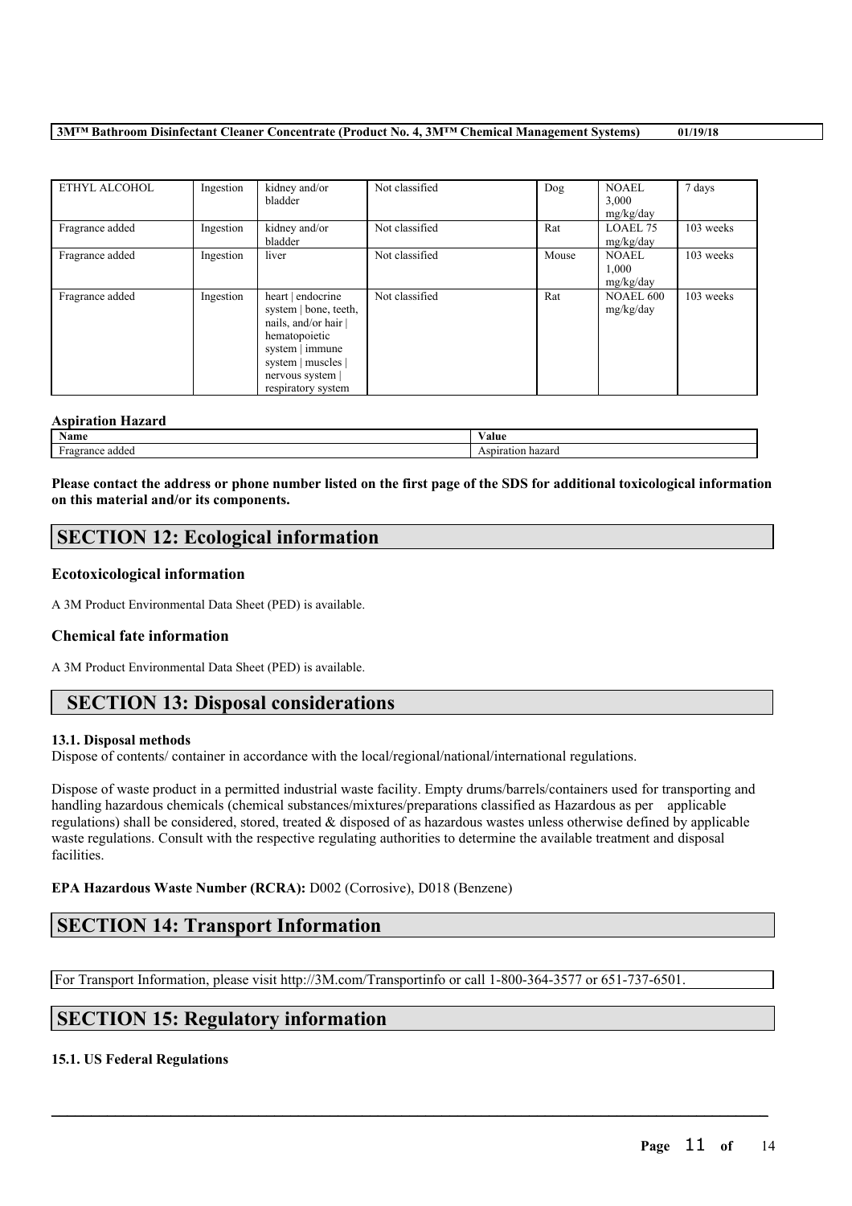| ETHYL ALCOHOL | Ingestion | kidney and/or bladder | Not classified | Dog | NOAEL 3,000 mg/kg/day | 7 days |
|---|---|---|---|---|---|---|
| Fragrance added | Ingestion | kidney and/or bladder | Not classified | Rat | LOAEL 75 mg/kg/day | 103 weeks |
| Fragrance added | Ingestion | liver | Not classified | Mouse | NOAEL 1,000 mg/kg/day | 103 weeks |
| Fragrance added | Ingestion | heart \| endocrine system \| bone, teeth, nails, and/or hair \| hematopoietic system \| immune system \| muscles \| nervous system \| respiratory system | Not classified | Rat | NOAEL 600 mg/kg/day | 103 weeks |

### Aspiration Hazard

| Name | Value |
|---|---|
| Fragrance added | Aspiration hazard |

**Please contact the address or phone number listed on the first page of the SDS for additional toxicological information on this material and/or its components.**

## SECTION 12: Ecological information

### Ecotoxicological information

A 3M Product Environmental Data Sheet (PED) is available.

### Chemical fate information

A 3M Product Environmental Data Sheet (PED) is available.

## SECTION 13: Disposal considerations

**13.1. Disposal methods**

Dispose of contents/ container in accordance with the local/regional/national/international regulations.

Dispose of waste product in a permitted industrial waste facility. Empty drums/barrels/containers used for transporting and handling hazardous chemicals (chemical substances/mixtures/preparations classified as Hazardous as per applicable regulations) shall be considered, stored, treated & disposed of as hazardous wastes unless otherwise defined by applicable waste regulations. Consult with the respective regulating authorities to determine the available treatment and disposal facilities.

**EPA Hazardous Waste Number (RCRA):** D002 (Corrosive), D018 (Benzene)

## SECTION 14: Transport Information

For Transport Information, please visit http://3M.com/Transportinfo or call 1-800-364-3577 or 651-737-6501.

## SECTION 15: Regulatory information

**15.1. US Federal Regulations**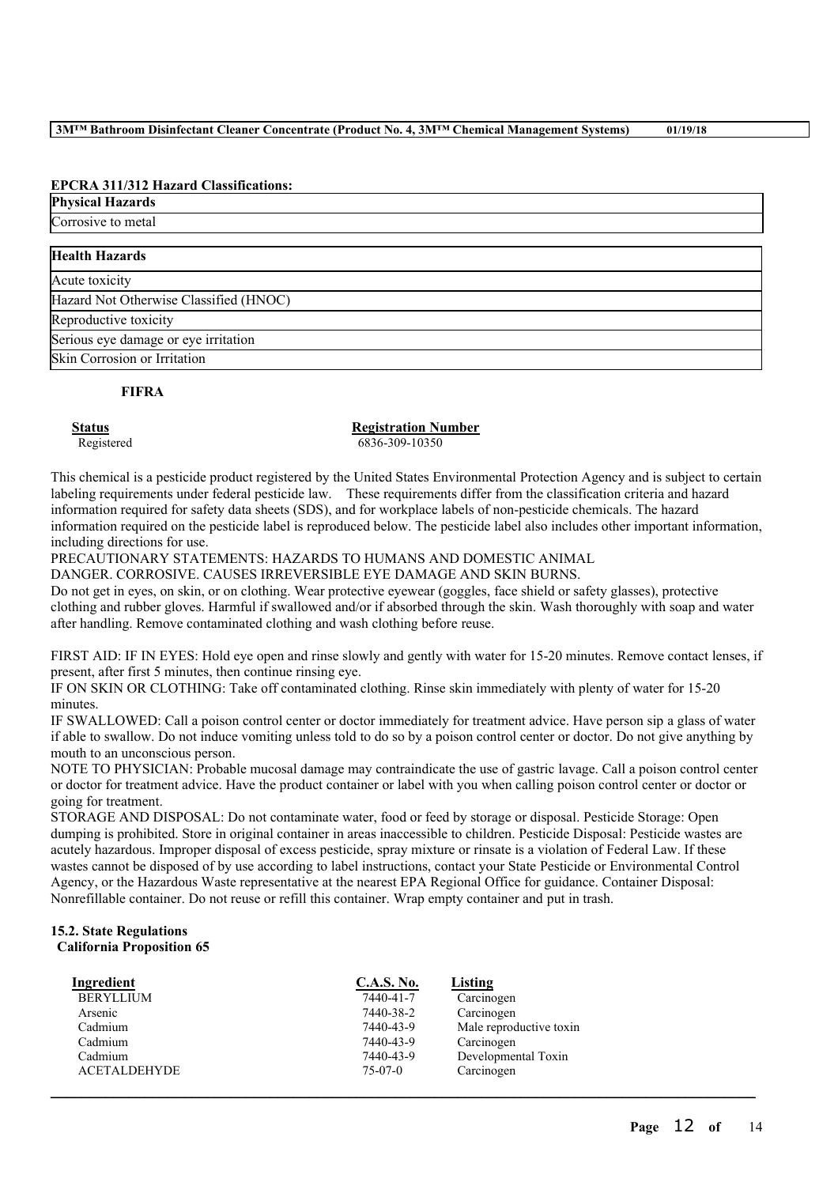**EPCRA 311/312 Hazard Classifications:**

| Physical Hazards |
| --- |
| Corrosive to metal |

| Health Hazards |
| --- |
| Acute toxicity |
| Hazard Not Otherwise Classified (HNOC) |
| Reproductive toxicity |
| Serious eye damage or eye irritation |
| Skin Corrosion or Irritation |

**FIFRA**

| Status | Registration Number |
| --- | --- |
| Registered | 6836-309-10350 |

This chemical is a pesticide product registered by the United States Environmental Protection Agency and is subject to certain labeling requirements under federal pesticide law. These requirements differ from the classification criteria and hazard information required for safety data sheets (SDS), and for workplace labels of non-pesticide chemicals. The hazard information required on the pesticide label is reproduced below. The pesticide label also includes other important information, including directions for use.

PRECAUTIONARY STATEMENTS: HAZARDS TO HUMANS AND DOMESTIC ANIMAL

DANGER. CORROSIVE. CAUSES IRREVERSIBLE EYE DAMAGE AND SKIN BURNS.

Do not get in eyes, on skin, or on clothing. Wear protective eyewear (goggles, face shield or safety glasses), protective clothing and rubber gloves. Harmful if swallowed and/or if absorbed through the skin. Wash thoroughly with soap and water after handling. Remove contaminated clothing and wash clothing before reuse.

FIRST AID: IF IN EYES: Hold eye open and rinse slowly and gently with water for 15-20 minutes. Remove contact lenses, if present, after first 5 minutes, then continue rinsing eye.

IF ON SKIN OR CLOTHING: Take off contaminated clothing. Rinse skin immediately with plenty of water for 15-20 minutes.

IF SWALLOWED: Call a poison control center or doctor immediately for treatment advice. Have person sip a glass of water if able to swallow. Do not induce vomiting unless told to do so by a poison control center or doctor. Do not give anything by mouth to an unconscious person.

NOTE TO PHYSICIAN: Probable mucosal damage may contraindicate the use of gastric lavage. Call a poison control center or doctor for treatment advice. Have the product container or label with you when calling poison control center or doctor or going for treatment.

STORAGE AND DISPOSAL: Do not contaminate water, food or feed by storage or disposal. Pesticide Storage: Open dumping is prohibited. Store in original container in areas inaccessible to children. Pesticide Disposal: Pesticide wastes are acutely hazardous. Improper disposal of excess pesticide, spray mixture or rinsate is a violation of Federal Law. If these wastes cannot be disposed of by use according to label instructions, contact your State Pesticide or Environmental Control Agency, or the Hazardous Waste representative at the nearest EPA Regional Office for guidance. Container Disposal: Nonrefillable container. Do not reuse or refill this container. Wrap empty container and put in trash.

## 15.2. State Regulations

**California Proposition 65**

| Ingredient | C.A.S. No. | Listing |
| --- | --- | --- |
| BERYLLIUM | 7440-41-7 | Carcinogen |
| Arsenic | 7440-38-2 | Carcinogen |
| Cadmium | 7440-43-9 | Male reproductive toxin |
| Cadmium | 7440-43-9 | Carcinogen |
| Cadmium | 7440-43-9 | Developmental Toxin |
| ACETALDEHYDE | 75-07-0 | Carcinogen |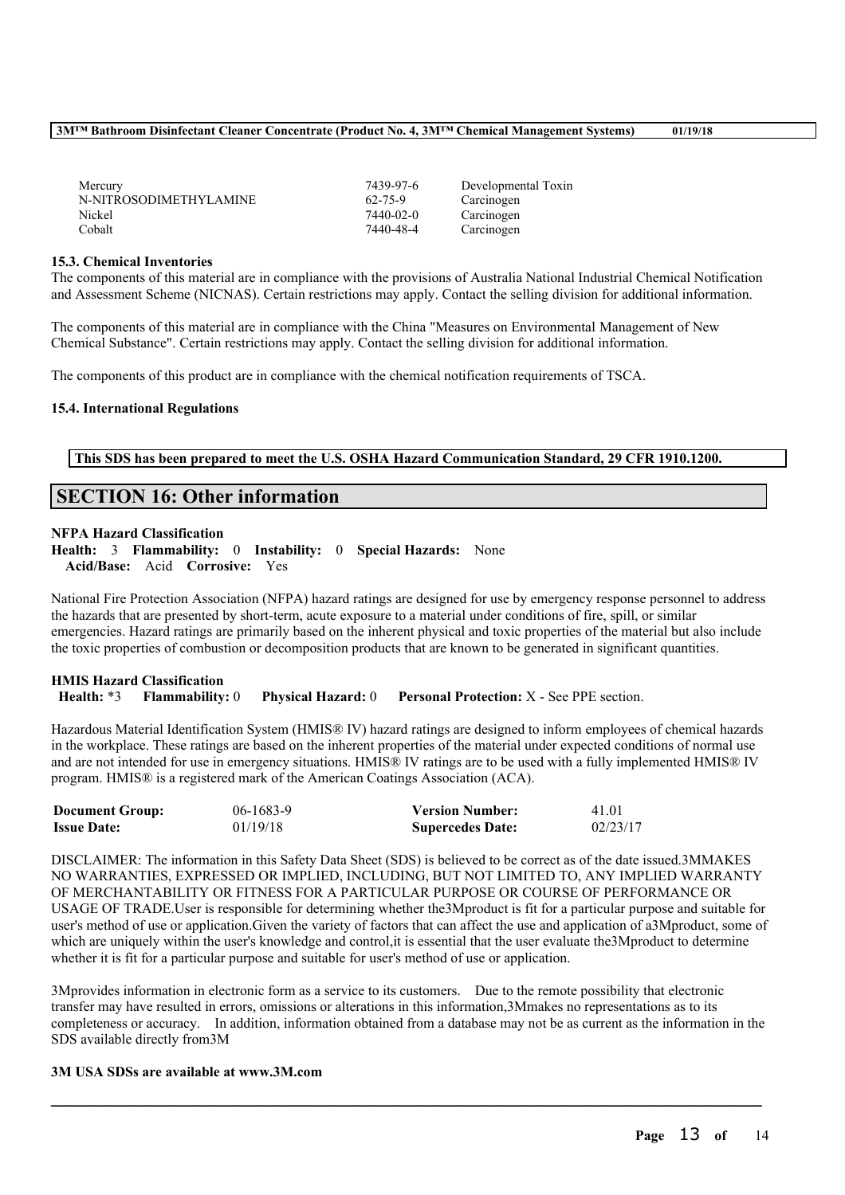| | | |
|---|---|---|
| Mercury | 7439-97-6 | Developmental Toxin |
| N-NITROSODIMETHYLAMINE | 62-75-9 | Carcinogen |
| Nickel | 7440-02-0 | Carcinogen |
| Cobalt | 7440-48-4 | Carcinogen |

**15.3. Chemical Inventories**

The components of this material are in compliance with the provisions of Australia National Industrial Chemical Notification and Assessment Scheme (NICNAS). Certain restrictions may apply. Contact the selling division for additional information.

The components of this material are in compliance with the China "Measures on Environmental Management of New Chemical Substance". Certain restrictions may apply. Contact the selling division for additional information.

The components of this product are in compliance with the chemical notification requirements of TSCA.

**15.4. International Regulations**

**This SDS has been prepared to meet the U.S. OSHA Hazard Communication Standard, 29 CFR 1910.1200.**

## SECTION 16: Other information

**NFPA Hazard Classification**

**Health:** 3 **Flammability:** 0 **Instability:** 0 **Special Hazards:** None
**Acid/Base:** Acid **Corrosive:** Yes

National Fire Protection Association (NFPA) hazard ratings are designed for use by emergency response personnel to address the hazards that are presented by short-term, acute exposure to a material under conditions of fire, spill, or similar emergencies. Hazard ratings are primarily based on the inherent physical and toxic properties of the material but also include the toxic properties of combustion or decomposition products that are known to be generated in significant quantities.

**HMIS Hazard Classification**

**Health:** *3 **Flammability:** 0 **Physical Hazard:** 0 **Personal Protection:** X - See PPE section.

Hazardous Material Identification System (HMIS® IV) hazard ratings are designed to inform employees of chemical hazards in the workplace. These ratings are based on the inherent properties of the material under expected conditions of normal use and are not intended for use in emergency situations. HMIS® IV ratings are to be used with a fully implemented HMIS® IV program. HMIS® is a registered mark of the American Coatings Association (ACA).

| | | | |
|---|---|---|---|
| **Document Group:** | 06-1683-9 | **Version Number:** | 41.01 |
| **Issue Date:** | 01/19/18 | **Supercedes Date:** | 02/23/17 |

DISCLAIMER: The information in this Safety Data Sheet (SDS) is believed to be correct as of the date issued.3MMAKES NO WARRANTIES, EXPRESSED OR IMPLIED, INCLUDING, BUT NOT LIMITED TO, ANY IMPLIED WARRANTY OF MERCHANTABILITY OR FITNESS FOR A PARTICULAR PURPOSE OR COURSE OF PERFORMANCE OR USAGE OF TRADE.User is responsible for determining whether the3Mproduct is fit for a particular purpose and suitable for user's method of use or application.Given the variety of factors that can affect the use and application of a3Mproduct, some of which are uniquely within the user's knowledge and control,it is essential that the user evaluate the3Mproduct to determine whether it is fit for a particular purpose and suitable for user's method of use or application.

3Mprovides information in electronic form as a service to its customers. Due to the remote possibility that electronic transfer may have resulted in errors, omissions or alterations in this information,3Mmakes no representations as to its completeness or accuracy. In addition, information obtained from a database may not be as current as the information in the SDS available directly from3M

**3M USA SDSs are available at www.3M.com**